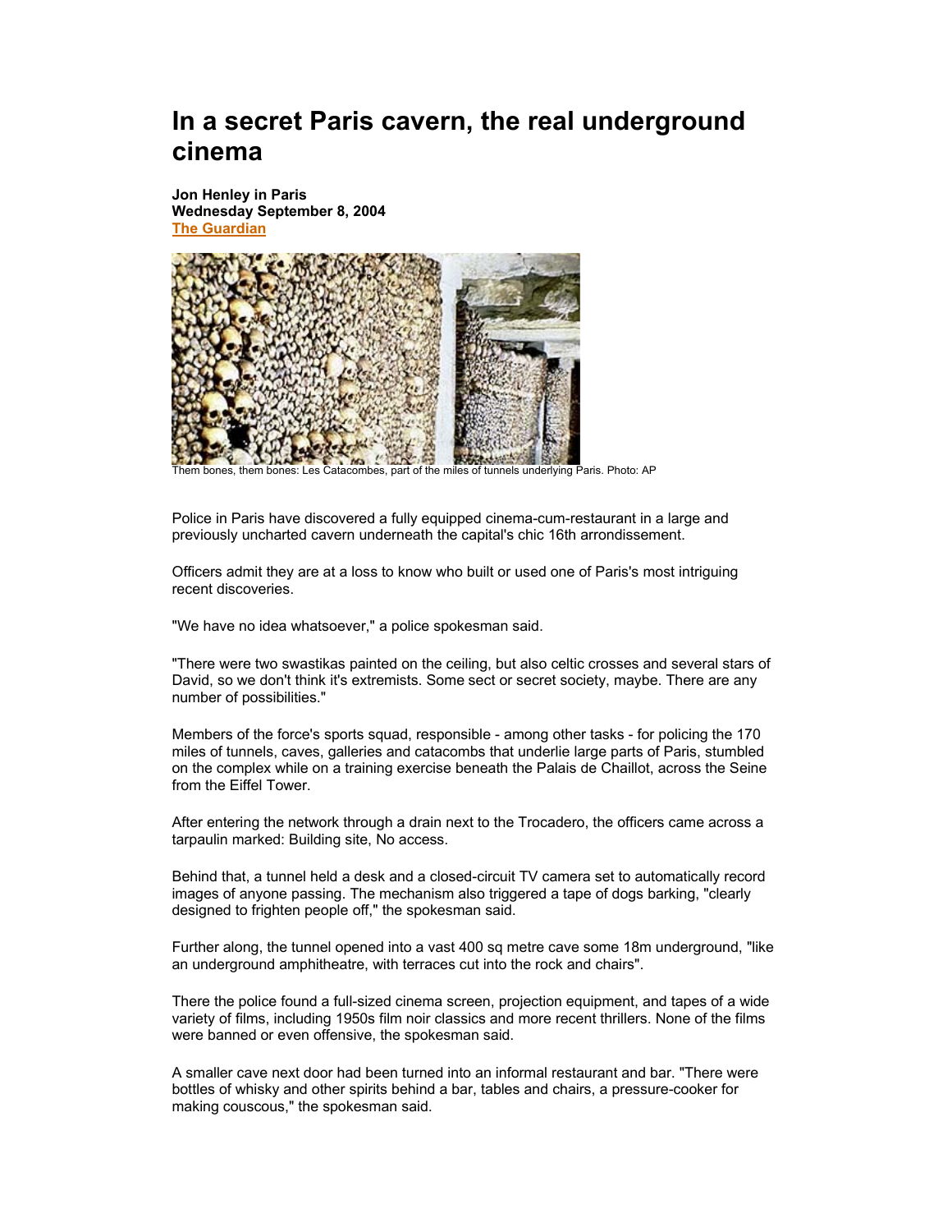# In a secret Paris cavern, the real underground cinema

**Jon Henley in Paris**
**Wednesday September 8, 2004**
**The Guardian**

Them bones, them bones: Les Catacombes, part of the miles of tunnels underlying Paris. Photo: AP

Police in Paris have discovered a fully equipped cinema-cum-restaurant in a large and previously uncharted cavern underneath the capital's chic 16th arrondissement.

Officers admit they are at a loss to know who built or used one of Paris's most intriguing recent discoveries.

"We have no idea whatsoever," a police spokesman said.

"There were two swastikas painted on the ceiling, but also celtic crosses and several stars of David, so we don't think it's extremists. Some sect or secret society, maybe. There are any number of possibilities."

Members of the force's sports squad, responsible - among other tasks - for policing the 170 miles of tunnels, caves, galleries and catacombs that underlie large parts of Paris, stumbled on the complex while on a training exercise beneath the Palais de Chaillot, across the Seine from the Eiffel Tower.

After entering the network through a drain next to the Trocadero, the officers came across a tarpaulin marked: Building site, No access.

Behind that, a tunnel held a desk and a closed-circuit TV camera set to automatically record images of anyone passing. The mechanism also triggered a tape of dogs barking, "clearly designed to frighten people off," the spokesman said.

Further along, the tunnel opened into a vast 400 sq metre cave some 18m underground, "like an underground amphitheatre, with terraces cut into the rock and chairs".

There the police found a full-sized cinema screen, projection equipment, and tapes of a wide variety of films, including 1950s film noir classics and more recent thrillers. None of the films were banned or even offensive, the spokesman said.

A smaller cave next door had been turned into an informal restaurant and bar. "There were bottles of whisky and other spirits behind a bar, tables and chairs, a pressure-cooker for making couscous," the spokesman said.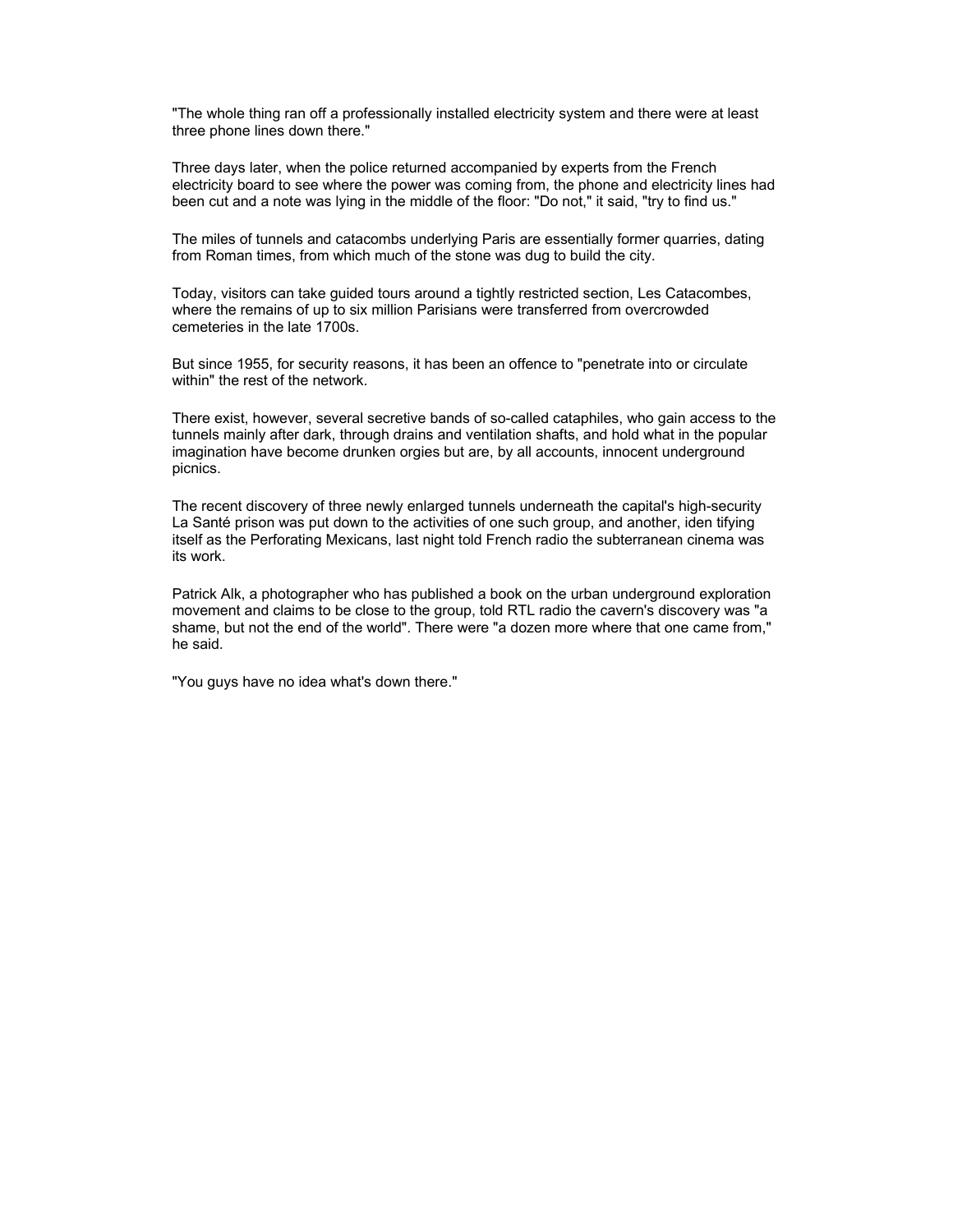"The whole thing ran off a professionally installed electricity system and there were at least three phone lines down there."

Three days later, when the police returned accompanied by experts from the French electricity board to see where the power was coming from, the phone and electricity lines had been cut and a note was lying in the middle of the floor: "Do not," it said, "try to find us."

The miles of tunnels and catacombs underlying Paris are essentially former quarries, dating from Roman times, from which much of the stone was dug to build the city.

Today, visitors can take guided tours around a tightly restricted section, Les Catacombes, where the remains of up to six million Parisians were transferred from overcrowded cemeteries in the late 1700s.

But since 1955, for security reasons, it has been an offence to "penetrate into or circulate within" the rest of the network.

There exist, however, several secretive bands of so-called cataphiles, who gain access to the tunnels mainly after dark, through drains and ventilation shafts, and hold what in the popular imagination have become drunken orgies but are, by all accounts, innocent underground picnics.

The recent discovery of three newly enlarged tunnels underneath the capital's high-security La Santé prison was put down to the activities of one such group, and another, iden tifying itself as the Perforating Mexicans, last night told French radio the subterranean cinema was its work.

Patrick Alk, a photographer who has published a book on the urban underground exploration movement and claims to be close to the group, told RTL radio the cavern's discovery was "a shame, but not the end of the world". There were "a dozen more where that one came from," he said.

"You guys have no idea what's down there."